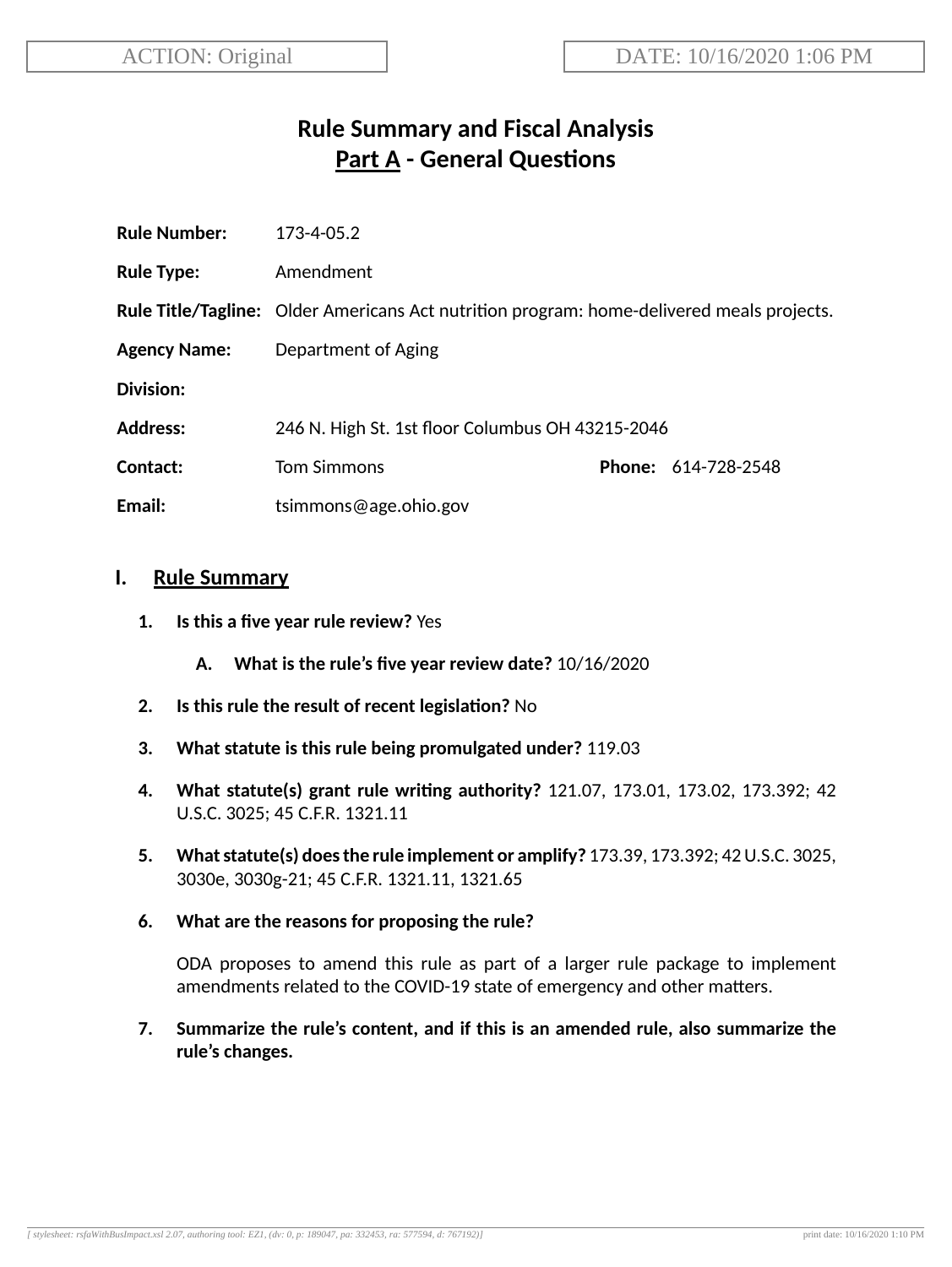ACTION: Original

DATE: 10/16/2020 1:06 PM

# Rule Summary and Fiscal Analysis
## Part A - General Questions

**Rule Number:** 173-4-05.2

**Rule Type:** Amendment

**Rule Title/Tagline:** Older Americans Act nutrition program: home-delivered meals projects.

**Agency Name:** Department of Aging

**Division:**

**Address:** 246 N. High St. 1st floor Columbus OH 43215-2046

**Contact:** Tom Simmons **Phone:** 614-728-2548

**Email:** tsimmons@age.ohio.gov

## I. Rule Summary

1. **Is this a five year rule review?** Yes

   A. **What is the rule's five year review date?** 10/16/2020

2. **Is this rule the result of recent legislation?** No

3. **What statute is this rule being promulgated under?** 119.03

4. **What statute(s) grant rule writing authority?** 121.07, 173.01, 173.02, 173.392; 42 U.S.C. 3025; 45 C.F.R. 1321.11

5. **What statute(s) does the rule implement or amplify?** 173.39, 173.392; 42 U.S.C. 3025, 3030e, 3030g-21; 45 C.F.R. 1321.11, 1321.65

6. **What are the reasons for proposing the rule?**

   ODA proposes to amend this rule as part of a larger rule package to implement amendments related to the COVID-19 state of emergency and other matters.

7. **Summarize the rule's content, and if this is an amended rule, also summarize the rule's changes.**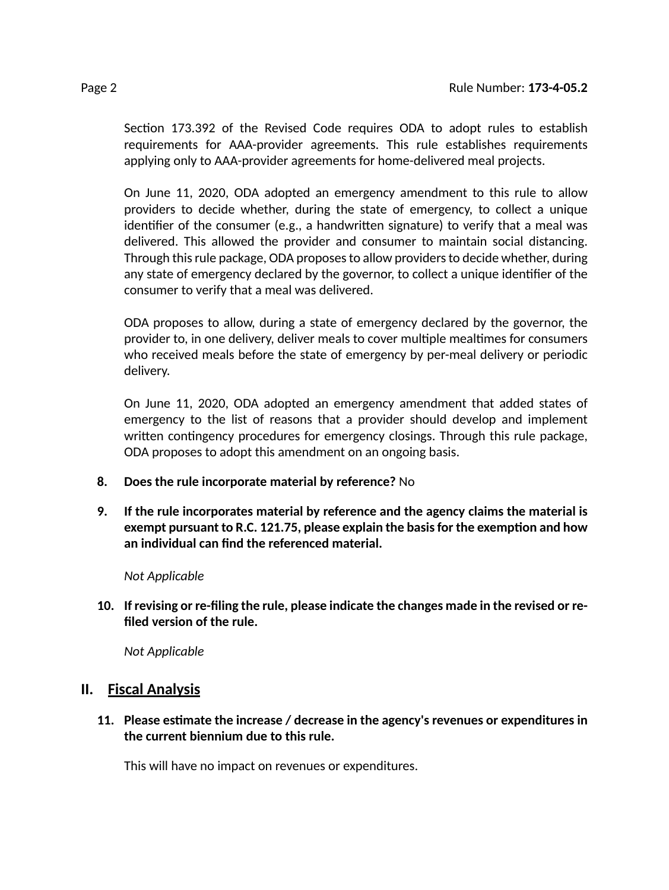Section 173.392 of the Revised Code requires ODA to adopt rules to establish requirements for AAA-provider agreements. This rule establishes requirements applying only to AAA-provider agreements for home-delivered meal projects.

On June 11, 2020, ODA adopted an emergency amendment to this rule to allow providers to decide whether, during the state of emergency, to collect a unique identifier of the consumer (e.g., a handwritten signature) to verify that a meal was delivered. This allowed the provider and consumer to maintain social distancing. Through this rule package, ODA proposes to allow providers to decide whether, during any state of emergency declared by the governor, to collect a unique identifier of the consumer to verify that a meal was delivered.

ODA proposes to allow, during a state of emergency declared by the governor, the provider to, in one delivery, deliver meals to cover multiple mealtimes for consumers who received meals before the state of emergency by per-meal delivery or periodic delivery.

On June 11, 2020, ODA adopted an emergency amendment that added states of emergency to the list of reasons that a provider should develop and implement written contingency procedures for emergency closings. Through this rule package, ODA proposes to adopt this amendment on an ongoing basis.

8. **Does the rule incorporate material by reference?** No

9. **If the rule incorporates material by reference and the agency claims the material is exempt pursuant to R.C. 121.75, please explain the basis for the exemption and how an individual can find the referenced material.**

   *Not Applicable*

10. **If revising or re-filing the rule, please indicate the changes made in the revised or re-filed version of the rule.**

    *Not Applicable*

## II. Fiscal Analysis

11. **Please estimate the increase / decrease in the agency's revenues or expenditures in the current biennium due to this rule.**

    This will have no impact on revenues or expenditures.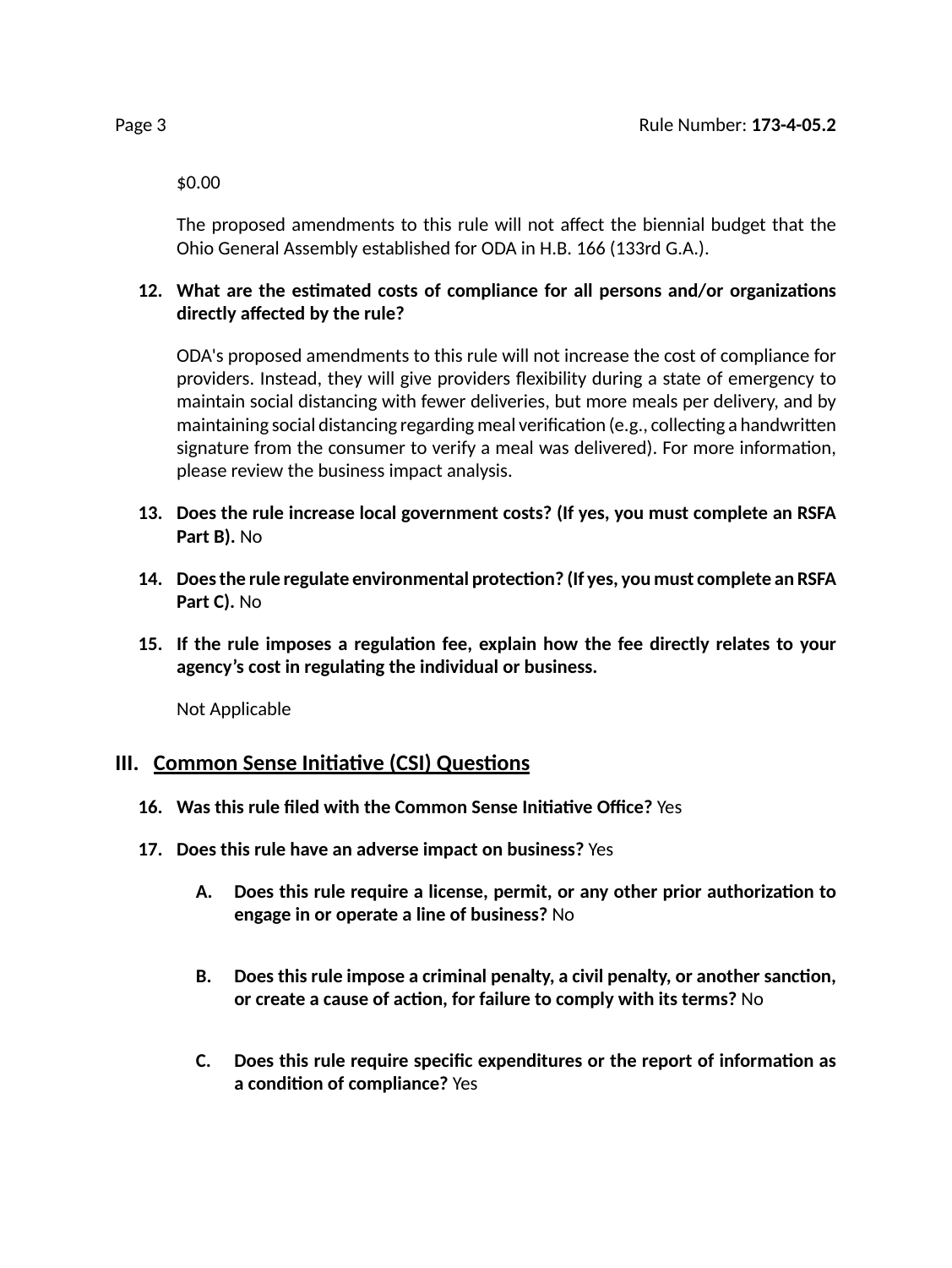$0.00

The proposed amendments to this rule will not affect the biennial budget that the Ohio General Assembly established for ODA in H.B. 166 (133rd G.A.).

12. **What are the estimated costs of compliance for all persons and/or organizations directly affected by the rule?**

    ODA's proposed amendments to this rule will not increase the cost of compliance for providers. Instead, they will give providers flexibility during a state of emergency to maintain social distancing with fewer deliveries, but more meals per delivery, and by maintaining social distancing regarding meal verification (e.g., collecting a handwritten signature from the consumer to verify a meal was delivered). For more information, please review the business impact analysis.

13. **Does the rule increase local government costs? (If yes, you must complete an RSFA Part B).** No

14. **Does the rule regulate environmental protection? (If yes, you must complete an RSFA Part C).** No

15. **If the rule imposes a regulation fee, explain how the fee directly relates to your agency's cost in regulating the individual or business.**

    Not Applicable

## III. Common Sense Initiative (CSI) Questions

16. **Was this rule filed with the Common Sense Initiative Office?** Yes

17. **Does this rule have an adverse impact on business?** Yes

    A. **Does this rule require a license, permit, or any other prior authorization to engage in or operate a line of business?** No

    B. **Does this rule impose a criminal penalty, a civil penalty, or another sanction, or create a cause of action, for failure to comply with its terms?** No

    C. **Does this rule require specific expenditures or the report of information as a condition of compliance?** Yes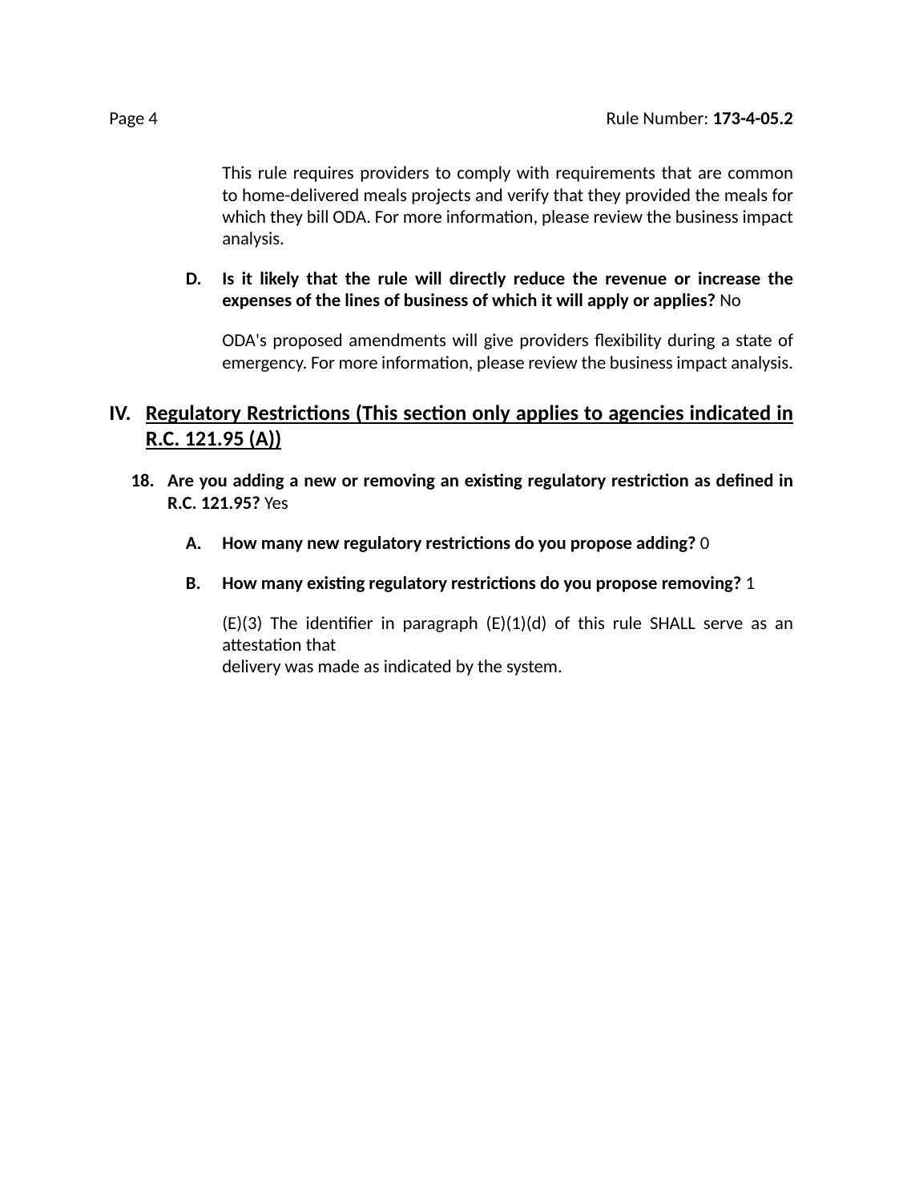This rule requires providers to comply with requirements that are common to home-delivered meals projects and verify that they provided the meals for which they bill ODA. For more information, please review the business impact analysis.

**D. Is it likely that the rule will directly reduce the revenue or increase the expenses of the lines of business of which it will apply or applies?** No

ODA's proposed amendments will give providers flexibility during a state of emergency. For more information, please review the business impact analysis.

## IV. Regulatory Restrictions (This section only applies to agencies indicated in R.C. 121.95 (A))

**18. Are you adding a new or removing an existing regulatory restriction as defined in R.C. 121.95?** Yes

**A. How many new regulatory restrictions do you propose adding?** 0

**B. How many existing regulatory restrictions do you propose removing?** 1

(E)(3) The identifier in paragraph (E)(1)(d) of this rule SHALL serve as an attestation that
delivery was made as indicated by the system.